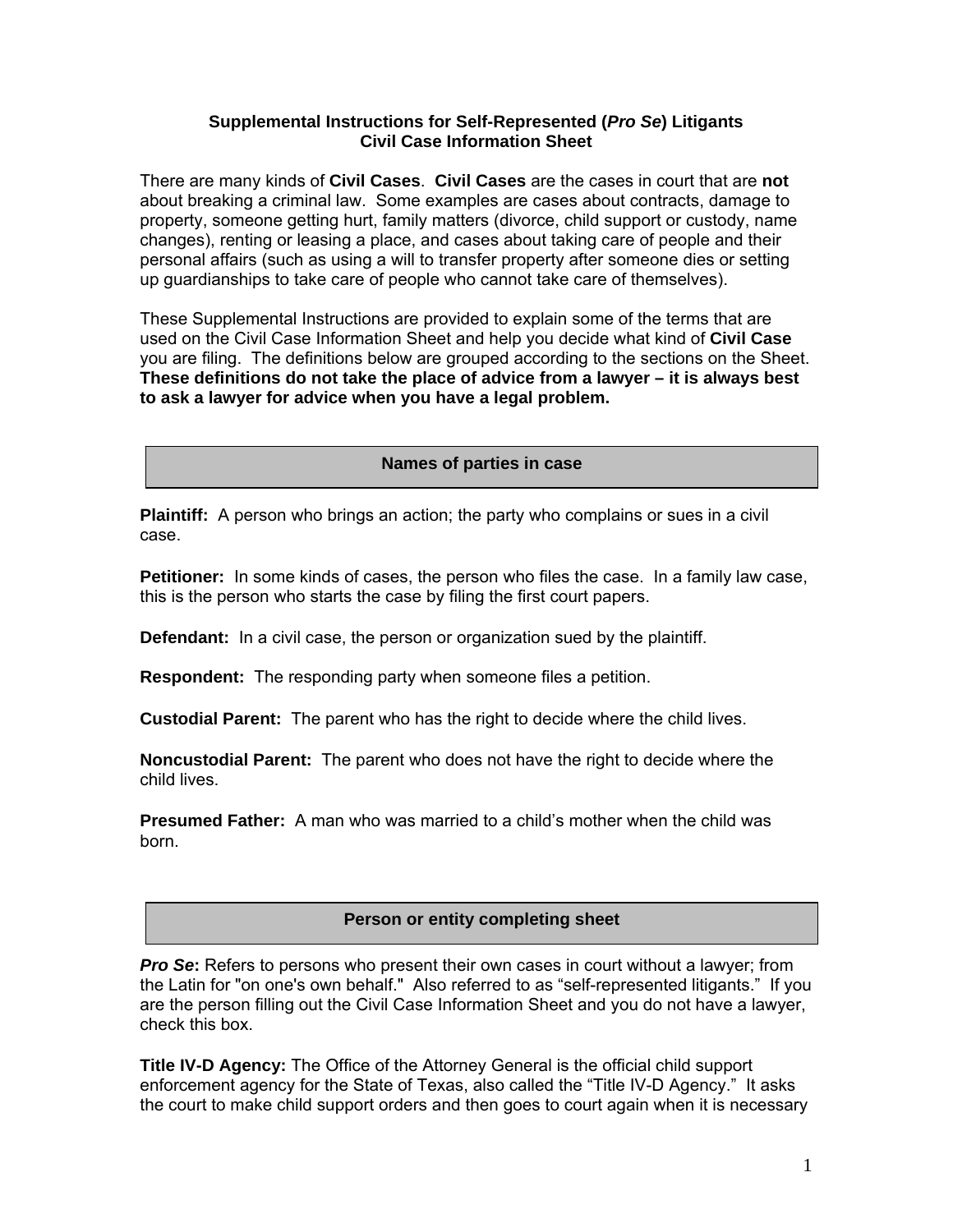# Supplemental Instructions for Self-Represented (*Pro Se*) Litigants
## Civil Case Information Sheet

There are many kinds of **Civil Cases**. **Civil Cases** are the cases in court that are **not** about breaking a criminal law. Some examples are cases about contracts, damage to property, someone getting hurt, family matters (divorce, child support or custody, name changes), renting or leasing a place, and cases about taking care of people and their personal affairs (such as using a will to transfer property after someone dies or setting up guardianships to take care of people who cannot take care of themselves).

These Supplemental Instructions are provided to explain some of the terms that are used on the Civil Case Information Sheet and help you decide what kind of **Civil Case** you are filing. The definitions below are grouped according to the sections on the Sheet. **These definitions do not take the place of advice from a lawyer – it is always best to ask a lawyer for advice when you have a legal problem.**

### Names of parties in case

**Plaintiff:** A person who brings an action; the party who complains or sues in a civil case.

**Petitioner:** In some kinds of cases, the person who files the case. In a family law case, this is the person who starts the case by filing the first court papers.

**Defendant:** In a civil case, the person or organization sued by the plaintiff.

**Respondent:** The responding party when someone files a petition.

**Custodial Parent:** The parent who has the right to decide where the child lives.

**Noncustodial Parent:** The parent who does not have the right to decide where the child lives.

**Presumed Father:** A man who was married to a child's mother when the child was born.

### Person or entity completing sheet

***Pro Se*:** Refers to persons who present their own cases in court without a lawyer; from the Latin for "on one's own behalf." Also referred to as "self-represented litigants." If you are the person filling out the Civil Case Information Sheet and you do not have a lawyer, check this box.

**Title IV-D Agency:** The Office of the Attorney General is the official child support enforcement agency for the State of Texas, also called the "Title IV-D Agency." It asks the court to make child support orders and then goes to court again when it is necessary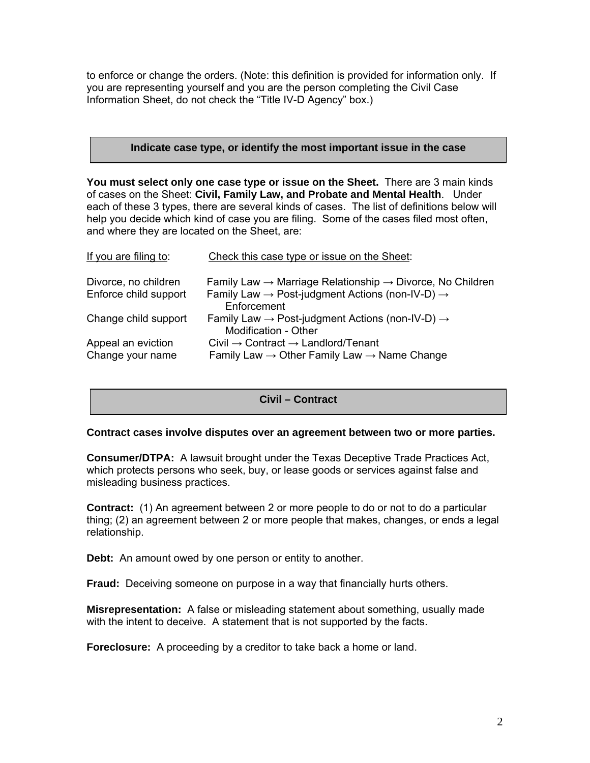to enforce or change the orders. (Note: this definition is provided for information only. If you are representing yourself and you are the person completing the Civil Case Information Sheet, do not check the “Title IV-D Agency” box.)

## Indicate case type, or identify the most important issue in the case

**You must select only one case type or issue on the Sheet.** There are 3 main kinds of cases on the Sheet: **Civil, Family Law, and Probate and Mental Health**. Under each of these 3 types, there are several kinds of cases. The list of definitions below will help you decide which kind of case you are filing. Some of the cases filed most often, and where they are located on the Sheet, are:

| If you are filing to: | Check this case type or issue on the Sheet: |
|---|---|
| Divorce, no children | Family Law → Marriage Relationship → Divorce, No Children |
| Enforce child support | Family Law → Post-judgment Actions (non-IV-D) → Enforcement |
| Change child support | Family Law → Post-judgment Actions (non-IV-D) → Modification - Other |
| Appeal an eviction | Civil → Contract → Landlord/Tenant |
| Change your name | Family Law → Other Family Law → Name Change |

## Civil – Contract

**Contract cases involve disputes over an agreement between two or more parties.**

**Consumer/DTPA:** A lawsuit brought under the Texas Deceptive Trade Practices Act, which protects persons who seek, buy, or lease goods or services against false and misleading business practices.

**Contract:** (1) An agreement between 2 or more people to do or not to do a particular thing; (2) an agreement between 2 or more people that makes, changes, or ends a legal relationship.

**Debt:** An amount owed by one person or entity to another.

**Fraud:** Deceiving someone on purpose in a way that financially hurts others.

**Misrepresentation:** A false or misleading statement about something, usually made with the intent to deceive. A statement that is not supported by the facts.

**Foreclosure:** A proceeding by a creditor to take back a home or land.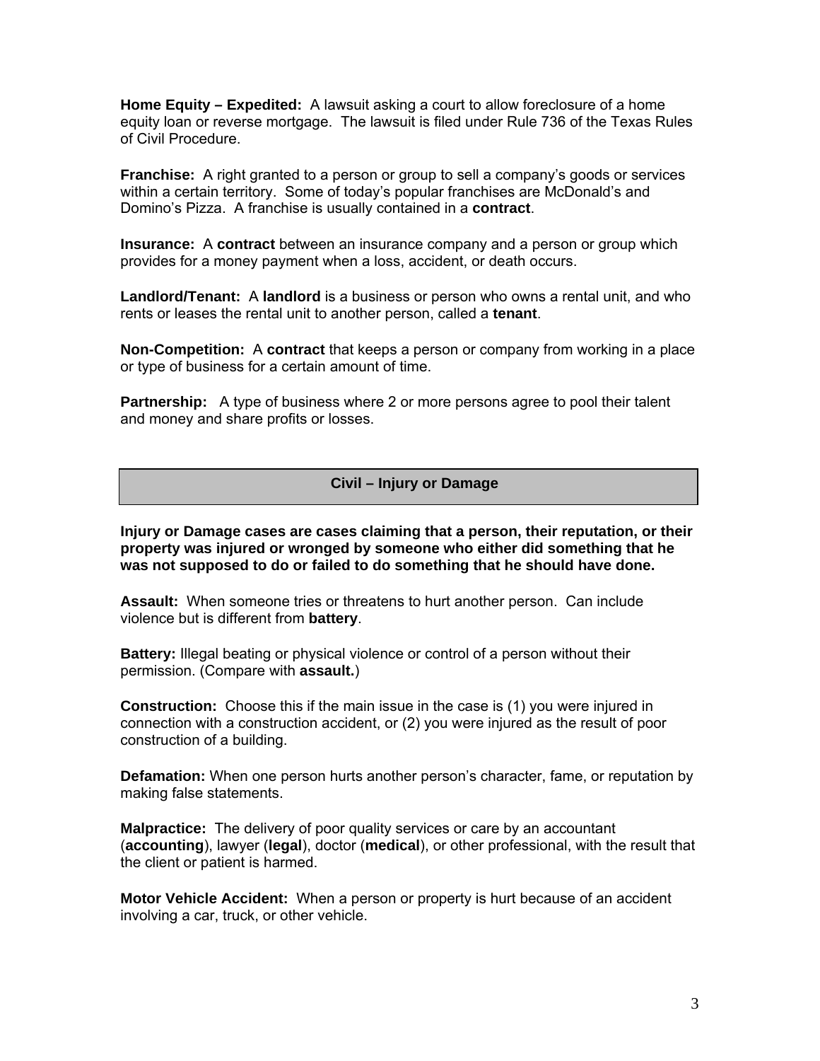**Home Equity – Expedited:** A lawsuit asking a court to allow foreclosure of a home equity loan or reverse mortgage. The lawsuit is filed under Rule 736 of the Texas Rules of Civil Procedure.

**Franchise:** A right granted to a person or group to sell a company's goods or services within a certain territory. Some of today's popular franchises are McDonald's and Domino's Pizza. A franchise is usually contained in a **contract**.

**Insurance:** A **contract** between an insurance company and a person or group which provides for a money payment when a loss, accident, or death occurs.

**Landlord/Tenant:** A **landlord** is a business or person who owns a rental unit, and who rents or leases the rental unit to another person, called a **tenant**.

**Non-Competition:** A **contract** that keeps a person or company from working in a place or type of business for a certain amount of time.

**Partnership:** A type of business where 2 or more persons agree to pool their talent and money and share profits or losses.

## Civil – Injury or Damage

**Injury or Damage cases are cases claiming that a person, their reputation, or their property was injured or wronged by someone who either did something that he was not supposed to do or failed to do something that he should have done.**

**Assault:** When someone tries or threatens to hurt another person. Can include violence but is different from **battery**.

**Battery:** Illegal beating or physical violence or control of a person without their permission. (Compare with **assault.**)

**Construction:** Choose this if the main issue in the case is (1) you were injured in connection with a construction accident, or (2) you were injured as the result of poor construction of a building.

**Defamation:** When one person hurts another person's character, fame, or reputation by making false statements.

**Malpractice:** The delivery of poor quality services or care by an accountant (**accounting**), lawyer (**legal**), doctor (**medical**), or other professional, with the result that the client or patient is harmed.

**Motor Vehicle Accident:** When a person or property is hurt because of an accident involving a car, truck, or other vehicle.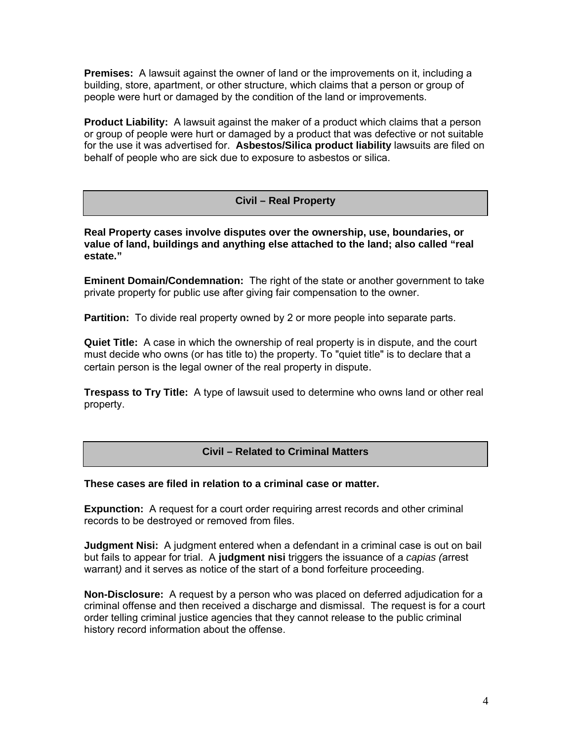**Premises:** A lawsuit against the owner of land or the improvements on it, including a building, store, apartment, or other structure, which claims that a person or group of people were hurt or damaged by the condition of the land or improvements.

**Product Liability:** A lawsuit against the maker of a product which claims that a person or group of people were hurt or damaged by a product that was defective or not suitable for the use it was advertised for. **Asbestos/Silica product liability** lawsuits are filed on behalf of people who are sick due to exposure to asbestos or silica.

## Civil – Real Property

**Real Property cases involve disputes over the ownership, use, boundaries, or value of land, buildings and anything else attached to the land; also called "real estate."**

**Eminent Domain/Condemnation:** The right of the state or another government to take private property for public use after giving fair compensation to the owner.

**Partition:** To divide real property owned by 2 or more people into separate parts.

**Quiet Title:** A case in which the ownership of real property is in dispute, and the court must decide who owns (or has title to) the property. To "quiet title" is to declare that a certain person is the legal owner of the real property in dispute.

**Trespass to Try Title:** A type of lawsuit used to determine who owns land or other real property.

## Civil – Related to Criminal Matters

**These cases are filed in relation to a criminal case or matter.**

**Expunction:** A request for a court order requiring arrest records and other criminal records to be destroyed or removed from files.

**Judgment Nisi:** A judgment entered when a defendant in a criminal case is out on bail but fails to appear for trial. A **judgment nisi** triggers the issuance of a *capias (*arrest warrant*)* and it serves as notice of the start of a bond forfeiture proceeding.

**Non-Disclosure:** A request by a person who was placed on deferred adjudication for a criminal offense and then received a discharge and dismissal. The request is for a court order telling criminal justice agencies that they cannot release to the public criminal history record information about the offense.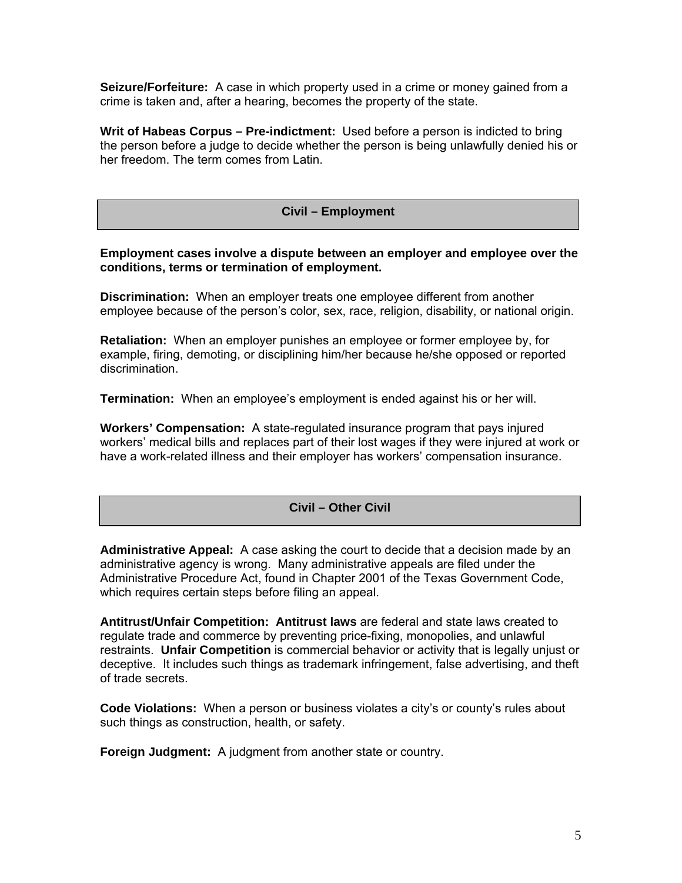**Seizure/Forfeiture:** A case in which property used in a crime or money gained from a crime is taken and, after a hearing, becomes the property of the state.

**Writ of Habeas Corpus – Pre-indictment:** Used before a person is indicted to bring the person before a judge to decide whether the person is being unlawfully denied his or her freedom. The term comes from Latin.

## Civil – Employment

**Employment cases involve a dispute between an employer and employee over the conditions, terms or termination of employment.**

**Discrimination:** When an employer treats one employee different from another employee because of the person's color, sex, race, religion, disability, or national origin.

**Retaliation:** When an employer punishes an employee or former employee by, for example, firing, demoting, or disciplining him/her because he/she opposed or reported discrimination.

**Termination:** When an employee's employment is ended against his or her will.

**Workers' Compensation:** A state-regulated insurance program that pays injured workers' medical bills and replaces part of their lost wages if they were injured at work or have a work-related illness and their employer has workers' compensation insurance.

## Civil – Other Civil

**Administrative Appeal:** A case asking the court to decide that a decision made by an administrative agency is wrong. Many administrative appeals are filed under the Administrative Procedure Act, found in Chapter 2001 of the Texas Government Code, which requires certain steps before filing an appeal.

**Antitrust/Unfair Competition:** **Antitrust laws** are federal and state laws created to regulate trade and commerce by preventing price-fixing, monopolies, and unlawful restraints. **Unfair Competition** is commercial behavior or activity that is legally unjust or deceptive. It includes such things as trademark infringement, false advertising, and theft of trade secrets.

**Code Violations:** When a person or business violates a city's or county's rules about such things as construction, health, or safety.

**Foreign Judgment:** A judgment from another state or country.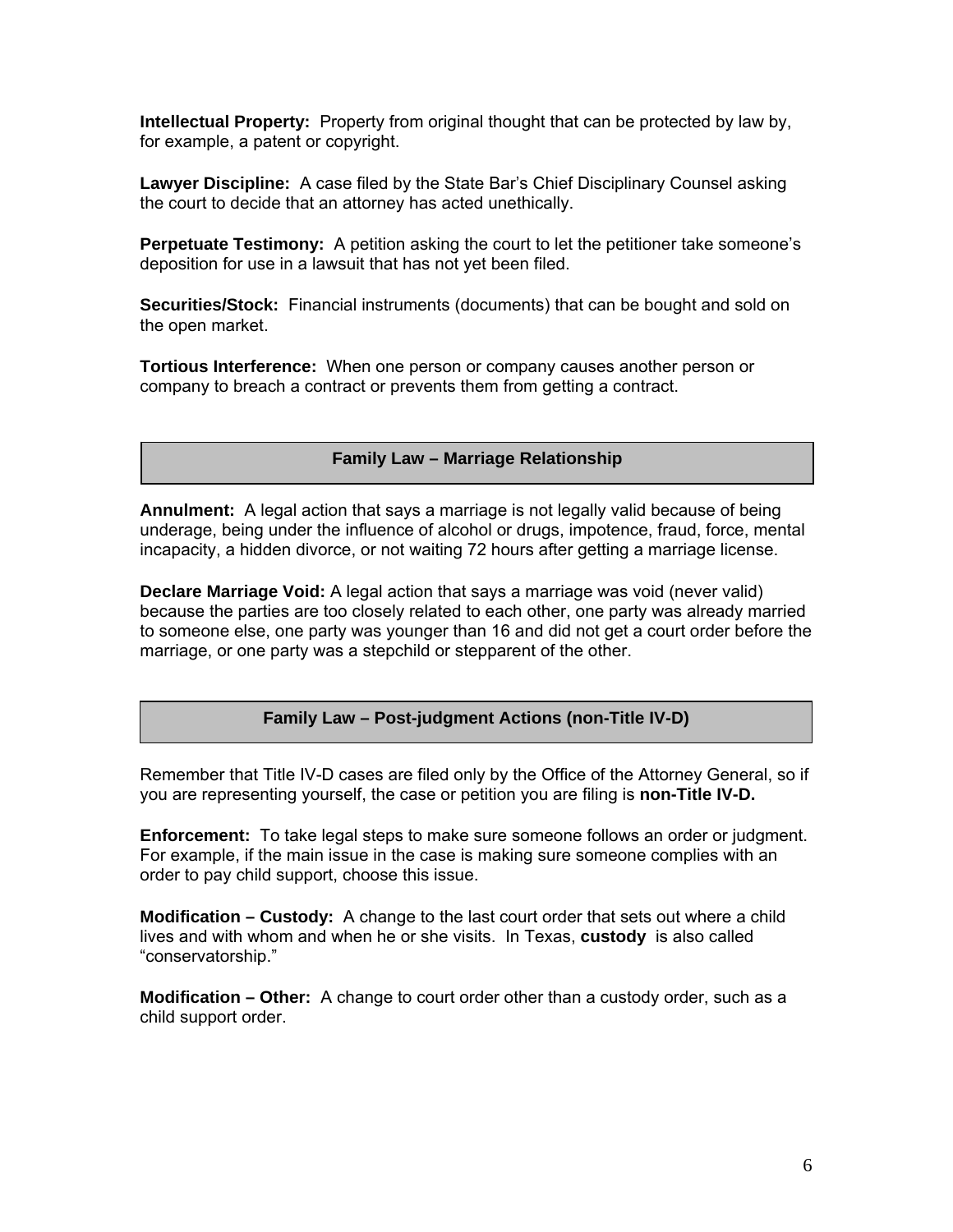**Intellectual Property:** Property from original thought that can be protected by law by, for example, a patent or copyright.

**Lawyer Discipline:** A case filed by the State Bar's Chief Disciplinary Counsel asking the court to decide that an attorney has acted unethically.

**Perpetuate Testimony:** A petition asking the court to let the petitioner take someone's deposition for use in a lawsuit that has not yet been filed.

**Securities/Stock:** Financial instruments (documents) that can be bought and sold on the open market.

**Tortious Interference:** When one person or company causes another person or company to breach a contract or prevents them from getting a contract.

## Family Law – Marriage Relationship

**Annulment:** A legal action that says a marriage is not legally valid because of being underage, being under the influence of alcohol or drugs, impotence, fraud, force, mental incapacity, a hidden divorce, or not waiting 72 hours after getting a marriage license.

**Declare Marriage Void:** A legal action that says a marriage was void (never valid) because the parties are too closely related to each other, one party was already married to someone else, one party was younger than 16 and did not get a court order before the marriage, or one party was a stepchild or stepparent of the other.

## Family Law – Post-judgment Actions (non-Title IV-D)

Remember that Title IV-D cases are filed only by the Office of the Attorney General, so if you are representing yourself, the case or petition you are filing is **non-Title IV-D.**

**Enforcement:** To take legal steps to make sure someone follows an order or judgment. For example, if the main issue in the case is making sure someone complies with an order to pay child support, choose this issue.

**Modification – Custody:** A change to the last court order that sets out where a child lives and with whom and when he or she visits. In Texas, **custody** is also called "conservatorship."

**Modification – Other:** A change to court order other than a custody order, such as a child support order.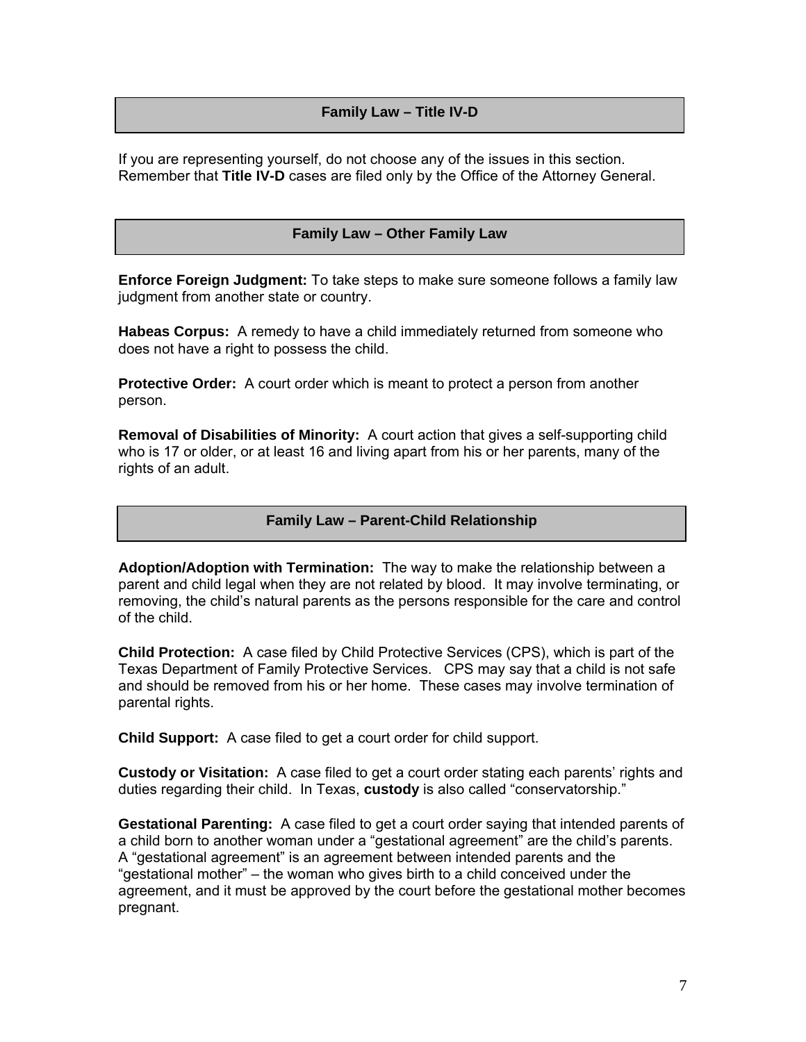## Family Law – Title IV-D

If you are representing yourself, do not choose any of the issues in this section. Remember that **Title IV-D** cases are filed only by the Office of the Attorney General.

## Family Law – Other Family Law

**Enforce Foreign Judgment:** To take steps to make sure someone follows a family law judgment from another state or country.

**Habeas Corpus:** A remedy to have a child immediately returned from someone who does not have a right to possess the child.

**Protective Order:** A court order which is meant to protect a person from another person.

**Removal of Disabilities of Minority:** A court action that gives a self-supporting child who is 17 or older, or at least 16 and living apart from his or her parents, many of the rights of an adult.

## Family Law – Parent-Child Relationship

**Adoption/Adoption with Termination:** The way to make the relationship between a parent and child legal when they are not related by blood. It may involve terminating, or removing, the child's natural parents as the persons responsible for the care and control of the child.

**Child Protection:** A case filed by Child Protective Services (CPS), which is part of the Texas Department of Family Protective Services. CPS may say that a child is not safe and should be removed from his or her home. These cases may involve termination of parental rights.

**Child Support:** A case filed to get a court order for child support.

**Custody or Visitation:** A case filed to get a court order stating each parents' rights and duties regarding their child. In Texas, **custody** is also called "conservatorship."

**Gestational Parenting:** A case filed to get a court order saying that intended parents of a child born to another woman under a "gestational agreement" are the child's parents. A "gestational agreement" is an agreement between intended parents and the "gestational mother" – the woman who gives birth to a child conceived under the agreement, and it must be approved by the court before the gestational mother becomes pregnant.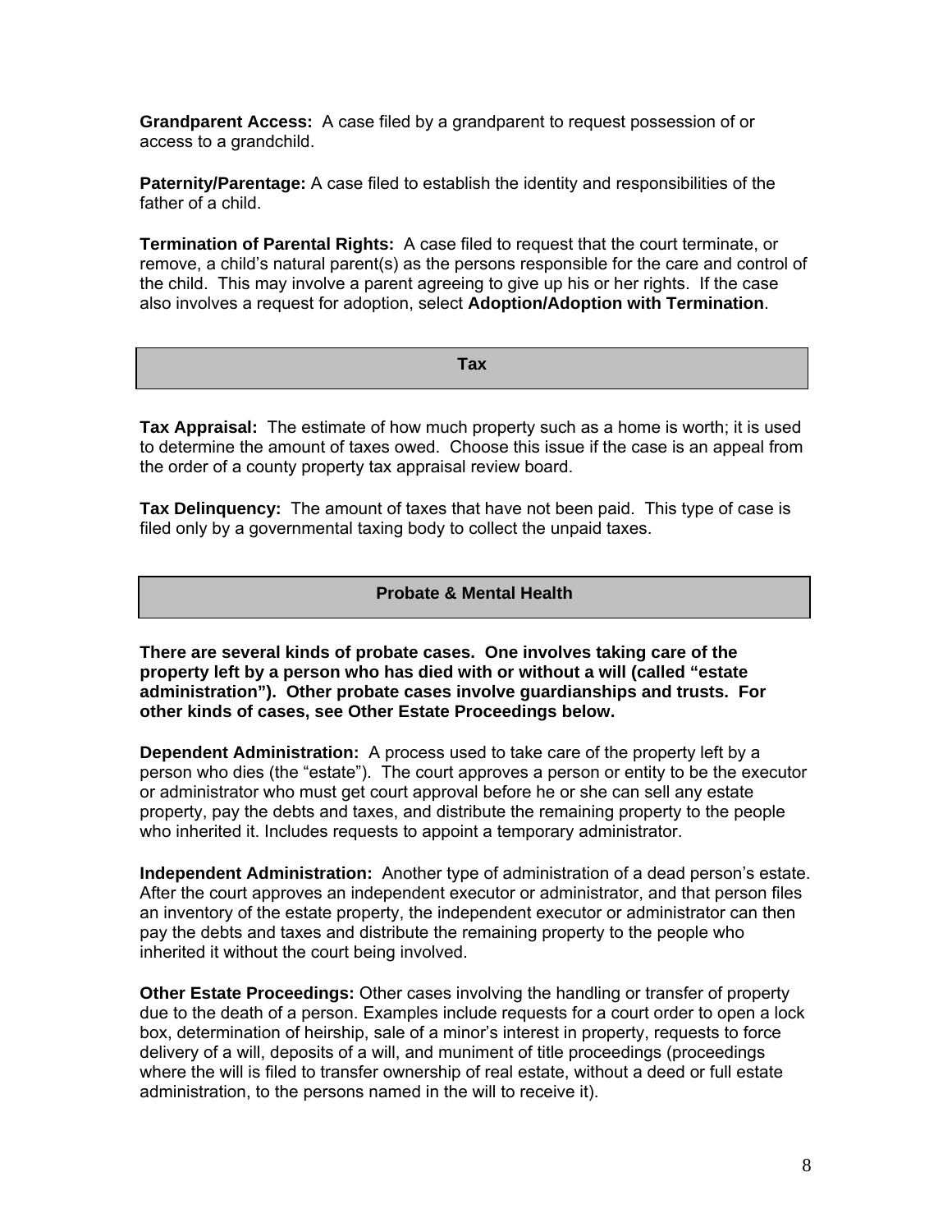**Grandparent Access:** A case filed by a grandparent to request possession of or access to a grandchild.

**Paternity/Parentage:** A case filed to establish the identity and responsibilities of the father of a child.

**Termination of Parental Rights:** A case filed to request that the court terminate, or remove, a child's natural parent(s) as the persons responsible for the care and control of the child. This may involve a parent agreeing to give up his or her rights. If the case also involves a request for adoption, select **Adoption/Adoption with Termination**.

## Tax

**Tax Appraisal:** The estimate of how much property such as a home is worth; it is used to determine the amount of taxes owed. Choose this issue if the case is an appeal from the order of a county property tax appraisal review board.

**Tax Delinquency:** The amount of taxes that have not been paid. This type of case is filed only by a governmental taxing body to collect the unpaid taxes.

## Probate & Mental Health

**There are several kinds of probate cases. One involves taking care of the property left by a person who has died with or without a will (called "estate administration"). Other probate cases involve guardianships and trusts. For other kinds of cases, see Other Estate Proceedings below.**

**Dependent Administration:** A process used to take care of the property left by a person who dies (the "estate"). The court approves a person or entity to be the executor or administrator who must get court approval before he or she can sell any estate property, pay the debts and taxes, and distribute the remaining property to the people who inherited it. Includes requests to appoint a temporary administrator.

**Independent Administration:** Another type of administration of a dead person's estate. After the court approves an independent executor or administrator, and that person files an inventory of the estate property, the independent executor or administrator can then pay the debts and taxes and distribute the remaining property to the people who inherited it without the court being involved.

**Other Estate Proceedings:** Other cases involving the handling or transfer of property due to the death of a person. Examples include requests for a court order to open a lock box, determination of heirship, sale of a minor's interest in property, requests to force delivery of a will, deposits of a will, and muniment of title proceedings (proceedings where the will is filed to transfer ownership of real estate, without a deed or full estate administration, to the persons named in the will to receive it).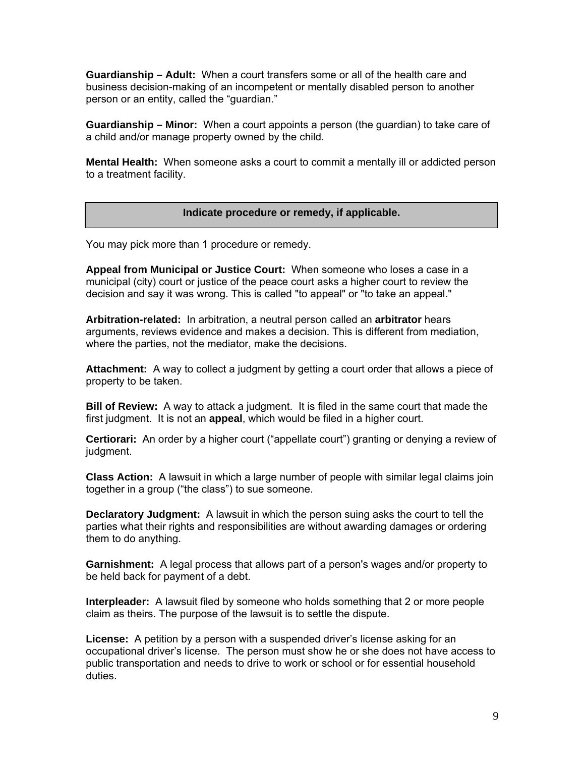**Guardianship – Adult:** When a court transfers some or all of the health care and business decision-making of an incompetent or mentally disabled person to another person or an entity, called the "guardian."

**Guardianship – Minor:** When a court appoints a person (the guardian) to take care of a child and/or manage property owned by the child.

**Mental Health:** When someone asks a court to commit a mentally ill or addicted person to a treatment facility.

## Indicate procedure or remedy, if applicable.

You may pick more than 1 procedure or remedy.

**Appeal from Municipal or Justice Court:** When someone who loses a case in a municipal (city) court or justice of the peace court asks a higher court to review the decision and say it was wrong. This is called "to appeal" or "to take an appeal."

**Arbitration-related:** In arbitration, a neutral person called an **arbitrator** hears arguments, reviews evidence and makes a decision. This is different from mediation, where the parties, not the mediator, make the decisions.

**Attachment:** A way to collect a judgment by getting a court order that allows a piece of property to be taken.

**Bill of Review:** A way to attack a judgment. It is filed in the same court that made the first judgment. It is not an **appeal**, which would be filed in a higher court.

**Certiorari:** An order by a higher court ("appellate court") granting or denying a review of judgment.

**Class Action:** A lawsuit in which a large number of people with similar legal claims join together in a group ("the class") to sue someone.

**Declaratory Judgment:** A lawsuit in which the person suing asks the court to tell the parties what their rights and responsibilities are without awarding damages or ordering them to do anything.

**Garnishment:** A legal process that allows part of a person's wages and/or property to be held back for payment of a debt.

**Interpleader:** A lawsuit filed by someone who holds something that 2 or more people claim as theirs. The purpose of the lawsuit is to settle the dispute.

**License:** A petition by a person with a suspended driver's license asking for an occupational driver's license. The person must show he or she does not have access to public transportation and needs to drive to work or school or for essential household duties.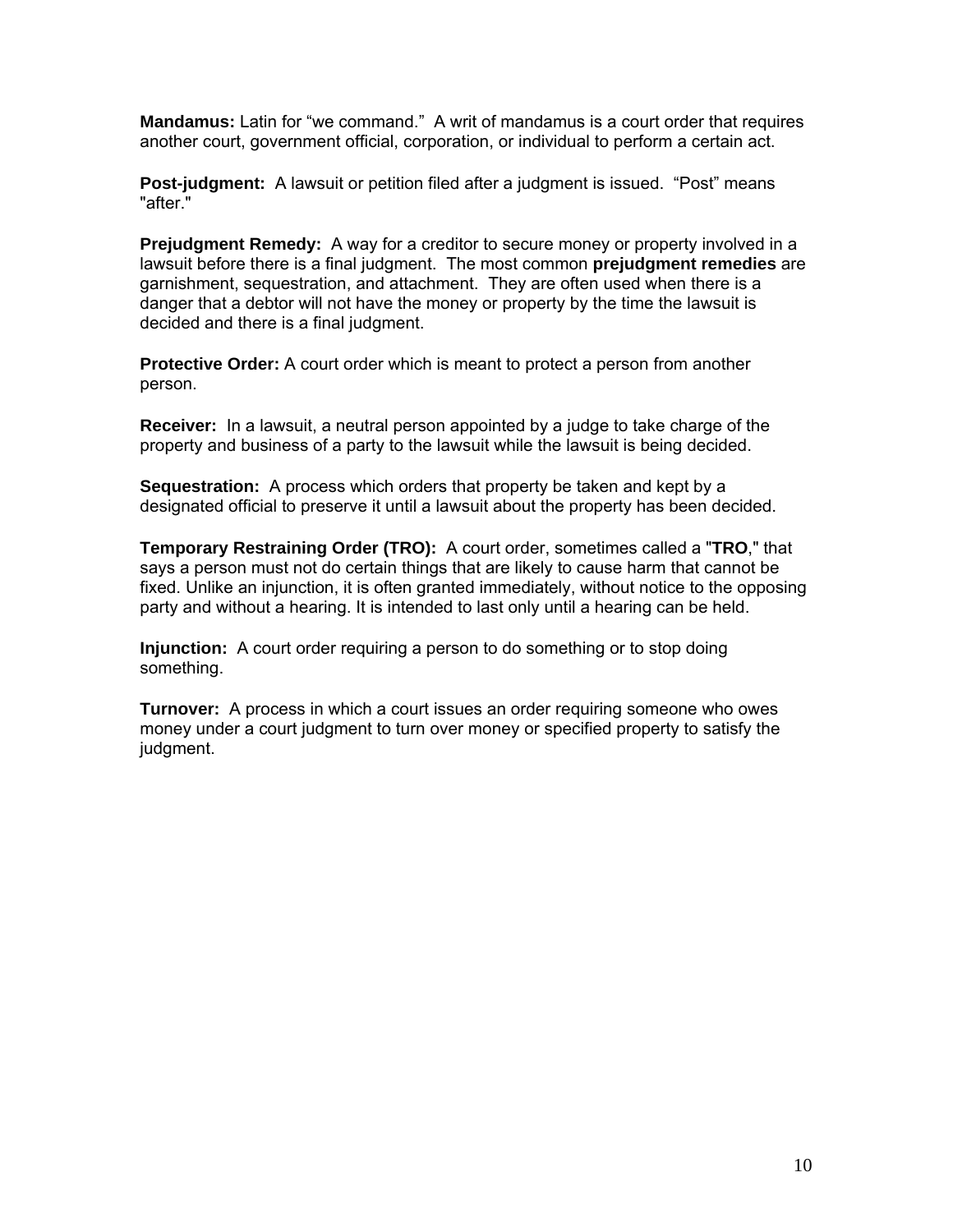**Mandamus:** Latin for "we command." A writ of mandamus is a court order that requires another court, government official, corporation, or individual to perform a certain act.

**Post-judgment:** A lawsuit or petition filed after a judgment is issued. "Post" means "after."

**Prejudgment Remedy:** A way for a creditor to secure money or property involved in a lawsuit before there is a final judgment. The most common **prejudgment remedies** are garnishment, sequestration, and attachment. They are often used when there is a danger that a debtor will not have the money or property by the time the lawsuit is decided and there is a final judgment.

**Protective Order:** A court order which is meant to protect a person from another person.

**Receiver:** In a lawsuit, a neutral person appointed by a judge to take charge of the property and business of a party to the lawsuit while the lawsuit is being decided.

**Sequestration:** A process which orders that property be taken and kept by a designated official to preserve it until a lawsuit about the property has been decided.

**Temporary Restraining Order (TRO):** A court order, sometimes called a "**TRO**," that says a person must not do certain things that are likely to cause harm that cannot be fixed. Unlike an injunction, it is often granted immediately, without notice to the opposing party and without a hearing. It is intended to last only until a hearing can be held.

**Injunction:** A court order requiring a person to do something or to stop doing something.

**Turnover:** A process in which a court issues an order requiring someone who owes money under a court judgment to turn over money or specified property to satisfy the judgment.